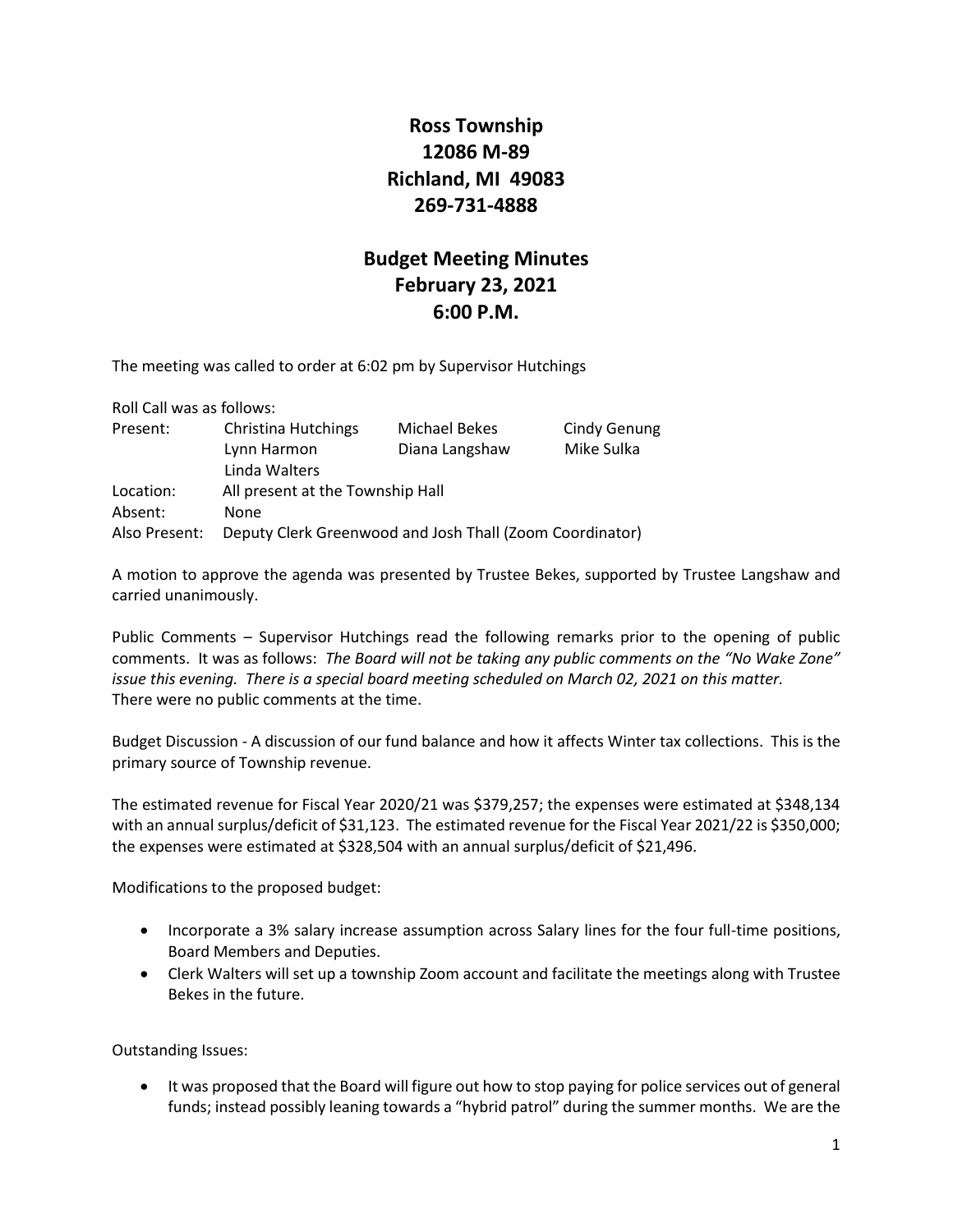# Ross Township
## 12086 M-89
## Richland, MI 49083
## 269-731-4888

# Budget Meeting Minutes
## February 23, 2021
## 6:00 P.M.

The meeting was called to order at 6:02 pm by Supervisor Hutchings

Roll Call was as follows:

| | | | |
|---|---|---|---|
| Present: | Christina Hutchings | Michael Bekes | Cindy Genung |
| | Lynn Harmon | Diana Langshaw | Mike Sulka |
| | Linda Walters | | |
| Location: | All present at the Township Hall | | |
| Absent: | None | | |
| Also Present: | Deputy Clerk Greenwood and Josh Thall (Zoom Coordinator) | | |

A motion to approve the agenda was presented by Trustee Bekes, supported by Trustee Langshaw and carried unanimously.

Public Comments – Supervisor Hutchings read the following remarks prior to the opening of public comments. It was as follows: *The Board will not be taking any public comments on the "No Wake Zone" issue this evening. There is a special board meeting scheduled on March 02, 2021 on this matter.*
There were no public comments at the time.

Budget Discussion - A discussion of our fund balance and how it affects Winter tax collections. This is the primary source of Township revenue.

The estimated revenue for Fiscal Year 2020/21 was $379,257; the expenses were estimated at $348,134 with an annual surplus/deficit of $31,123. The estimated revenue for the Fiscal Year 2021/22 is $350,000; the expenses were estimated at $328,504 with an annual surplus/deficit of $21,496.

Modifications to the proposed budget:

- Incorporate a 3% salary increase assumption across Salary lines for the four full-time positions, Board Members and Deputies.
- Clerk Walters will set up a township Zoom account and facilitate the meetings along with Trustee Bekes in the future.

Outstanding Issues:

- It was proposed that the Board will figure out how to stop paying for police services out of general funds; instead possibly leaning towards a "hybrid patrol" during the summer months. We are the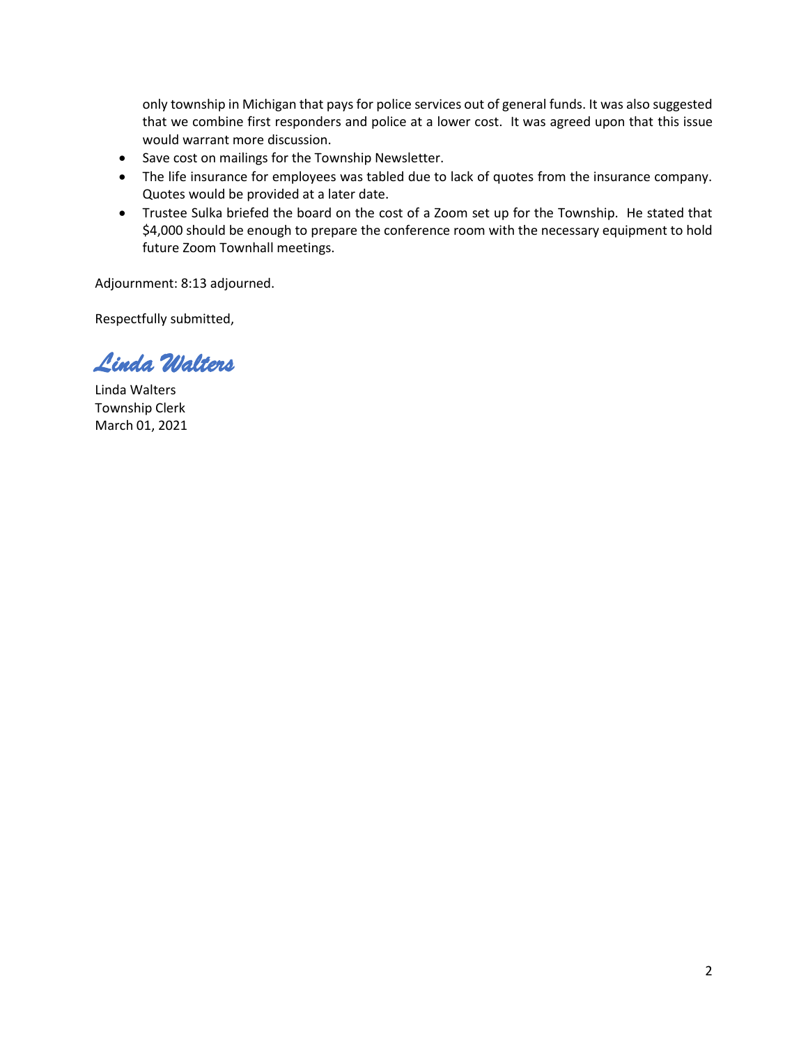only township in Michigan that pays for police services out of general funds. It was also suggested that we combine first responders and police at a lower cost. It was agreed upon that this issue would warrant more discussion.

- Save cost on mailings for the Township Newsletter.
- The life insurance for employees was tabled due to lack of quotes from the insurance company. Quotes would be provided at a later date.
- Trustee Sulka briefed the board on the cost of a Zoom set up for the Township. He stated that $4,000 should be enough to prepare the conference room with the necessary equipment to hold future Zoom Townhall meetings.

Adjournment: 8:13 adjourned.

Respectfully submitted,

*Linda Walters*

Linda Walters
Township Clerk
March 01, 2021